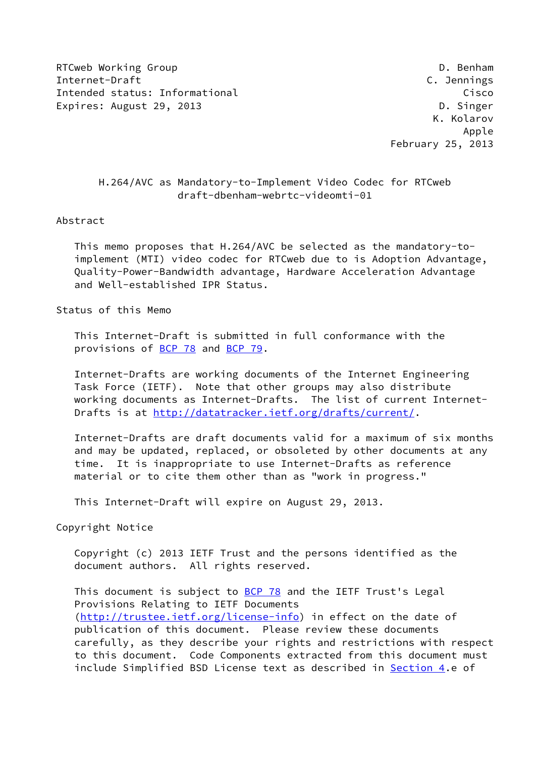RTCweb Working Group D. Benham
Internet-Draft C. Jennings
Intended status: Informational Cisco
Expires: August 29, 2013 D. Singer
K. Kolarov
Apple
February 25, 2013

# H.264/AVC as Mandatory-to-Implement Video Codec for RTCweb
draft-dbenham-webrtc-videomti-01

## Abstract

This memo proposes that H.264/AVC be selected as the mandatory-to-implement (MTI) video codec for RTCweb due to is Adoption Advantage, Quality-Power-Bandwidth advantage, Hardware Acceleration Advantage and Well-established IPR Status.

## Status of this Memo

This Internet-Draft is submitted in full conformance with the provisions of BCP 78 and BCP 79.

Internet-Drafts are working documents of the Internet Engineering Task Force (IETF). Note that other groups may also distribute working documents as Internet-Drafts. The list of current Internet-Drafts is at http://datatracker.ietf.org/drafts/current/.

Internet-Drafts are draft documents valid for a maximum of six months and may be updated, replaced, or obsoleted by other documents at any time. It is inappropriate to use Internet-Drafts as reference material or to cite them other than as "work in progress."

This Internet-Draft will expire on August 29, 2013.

## Copyright Notice

Copyright (c) 2013 IETF Trust and the persons identified as the document authors. All rights reserved.

This document is subject to BCP 78 and the IETF Trust's Legal Provisions Relating to IETF Documents (http://trustee.ietf.org/license-info) in effect on the date of publication of this document. Please review these documents carefully, as they describe your rights and restrictions with respect to this document. Code Components extracted from this document must include Simplified BSD License text as described in Section 4.e of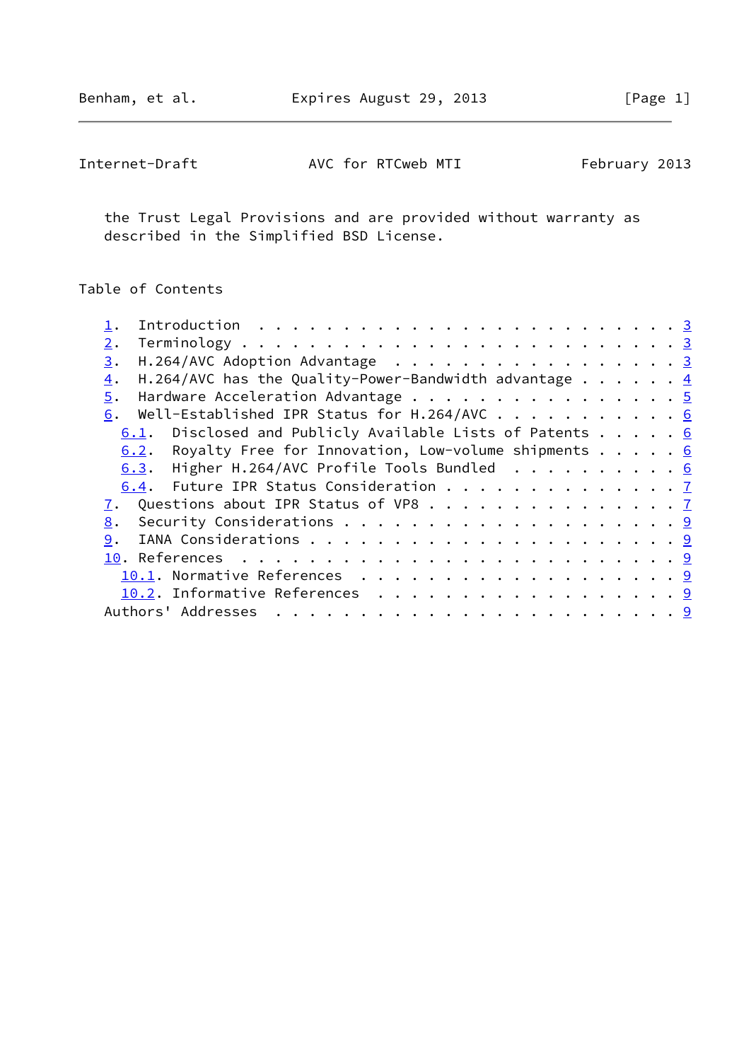the Trust Legal Provisions and are provided without warranty as described in the Simplified BSD License.

## Table of Contents

1. Introduction . . . . . . . . . . . . . . . . . . . . . . . . 3
2. Terminology . . . . . . . . . . . . . . . . . . . . . . . . . 3
3. H.264/AVC Adoption Advantage . . . . . . . . . . . . . . . . . 3
4. H.264/AVC has the Quality-Power-Bandwidth advantage . . . . . . 4
5. Hardware Acceleration Advantage . . . . . . . . . . . . . . . 5
6. Well-Established IPR Status for H.264/AVC . . . . . . . . . . 6
   6.1. Disclosed and Publicly Available Lists of Patents . . . . . 6
   6.2. Royalty Free for Innovation, Low-volume shipments . . . . . 6
   6.3. Higher H.264/AVC Profile Tools Bundled . . . . . . . . . . 6
   6.4. Future IPR Status Consideration . . . . . . . . . . . . . 7
7. Questions about IPR Status of VP8 . . . . . . . . . . . . . . 7
8. Security Considerations . . . . . . . . . . . . . . . . . . . 9
9. IANA Considerations . . . . . . . . . . . . . . . . . . . . . 9
10. References . . . . . . . . . . . . . . . . . . . . . . . . . 9
   10.1. Normative References . . . . . . . . . . . . . . . . . . 9
   10.2. Informative References . . . . . . . . . . . . . . . . . 9

Authors' Addresses . . . . . . . . . . . . . . . . . . . . . . . 9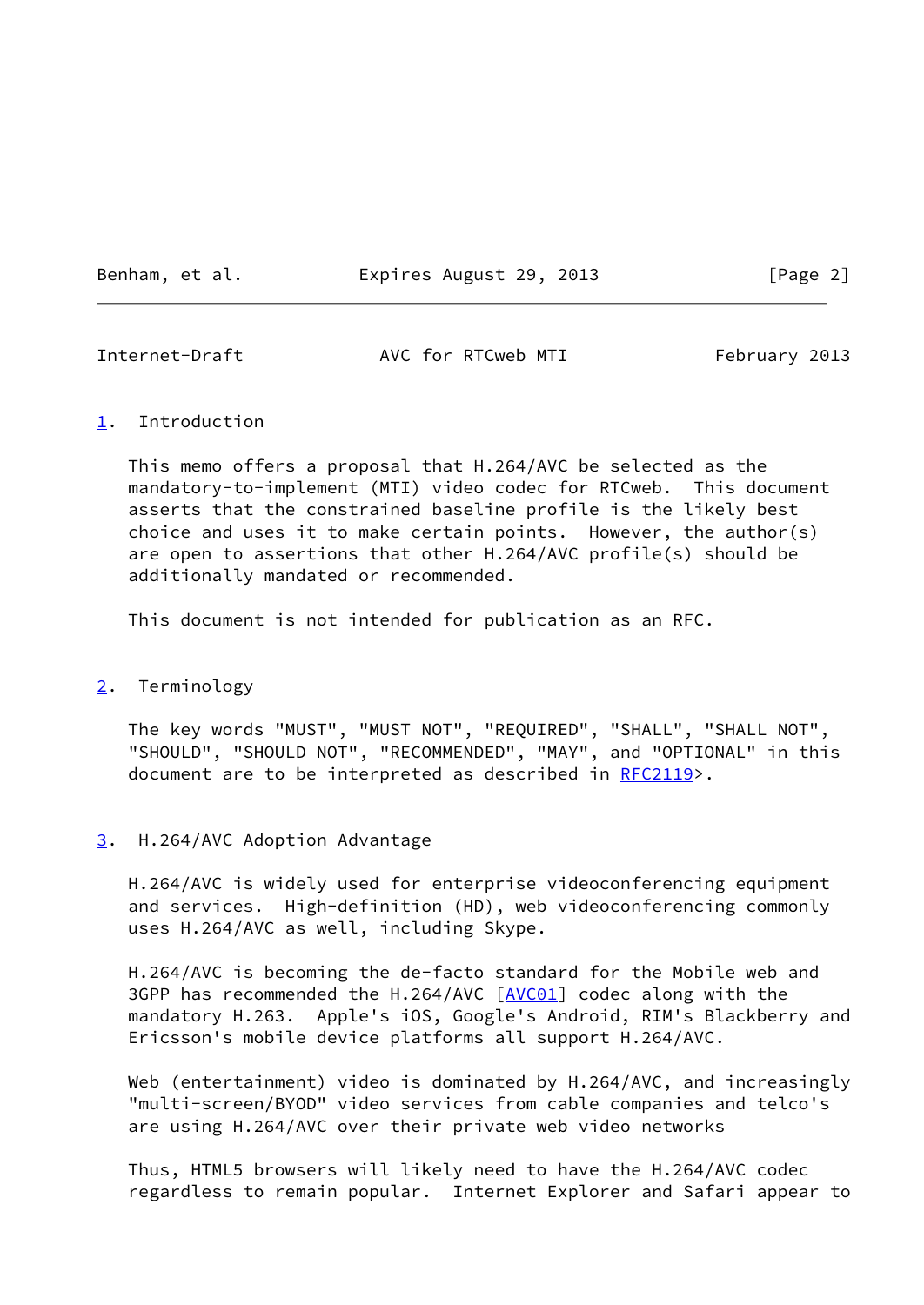## 1. Introduction

This memo offers a proposal that H.264/AVC be selected as the mandatory-to-implement (MTI) video codec for RTCweb. This document asserts that the constrained baseline profile is the likely best choice and uses it to make certain points. However, the author(s) are open to assertions that other H.264/AVC profile(s) should be additionally mandated or recommended.

This document is not intended for publication as an RFC.

## 2. Terminology

The key words "MUST", "MUST NOT", "REQUIRED", "SHALL", "SHALL NOT", "SHOULD", "SHOULD NOT", "RECOMMENDED", "MAY", and "OPTIONAL" in this document are to be interpreted as described in RFC2119>.

## 3. H.264/AVC Adoption Advantage

H.264/AVC is widely used for enterprise videoconferencing equipment and services. High-definition (HD), web videoconferencing commonly uses H.264/AVC as well, including Skype.

H.264/AVC is becoming the de-facto standard for the Mobile web and 3GPP has recommended the H.264/AVC [AVC01] codec along with the mandatory H.263. Apple's iOS, Google's Android, RIM's Blackberry and Ericsson's mobile device platforms all support H.264/AVC.

Web (entertainment) video is dominated by H.264/AVC, and increasingly "multi-screen/BYOD" video services from cable companies and telco's are using H.264/AVC over their private web video networks

Thus, HTML5 browsers will likely need to have the H.264/AVC codec regardless to remain popular. Internet Explorer and Safari appear to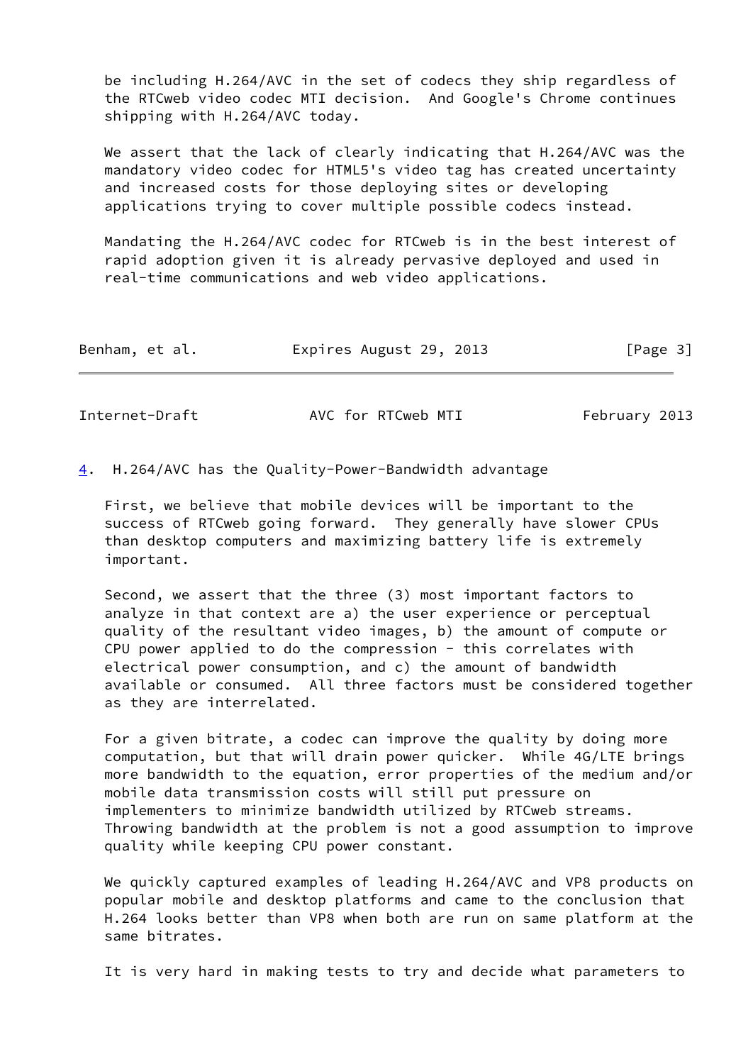be including H.264/AVC in the set of codecs they ship regardless of the RTCweb video codec MTI decision. And Google's Chrome continues shipping with H.264/AVC today.

We assert that the lack of clearly indicating that H.264/AVC was the mandatory video codec for HTML5's video tag has created uncertainty and increased costs for those deploying sites or developing applications trying to cover multiple possible codecs instead.

Mandating the H.264/AVC codec for RTCweb is in the best interest of rapid adoption given it is already pervasive deployed and used in real-time communications and web video applications.

## 4. H.264/AVC has the Quality-Power-Bandwidth advantage

First, we believe that mobile devices will be important to the success of RTCweb going forward. They generally have slower CPUs than desktop computers and maximizing battery life is extremely important.

Second, we assert that the three (3) most important factors to analyze in that context are a) the user experience or perceptual quality of the resultant video images, b) the amount of compute or CPU power applied to do the compression - this correlates with electrical power consumption, and c) the amount of bandwidth available or consumed. All three factors must be considered together as they are interrelated.

For a given bitrate, a codec can improve the quality by doing more computation, but that will drain power quicker. While 4G/LTE brings more bandwidth to the equation, error properties of the medium and/or mobile data transmission costs will still put pressure on implementers to minimize bandwidth utilized by RTCweb streams. Throwing bandwidth at the problem is not a good assumption to improve quality while keeping CPU power constant.

We quickly captured examples of leading H.264/AVC and VP8 products on popular mobile and desktop platforms and came to the conclusion that H.264 looks better than VP8 when both are run on same platform at the same bitrates.

It is very hard in making tests to try and decide what parameters to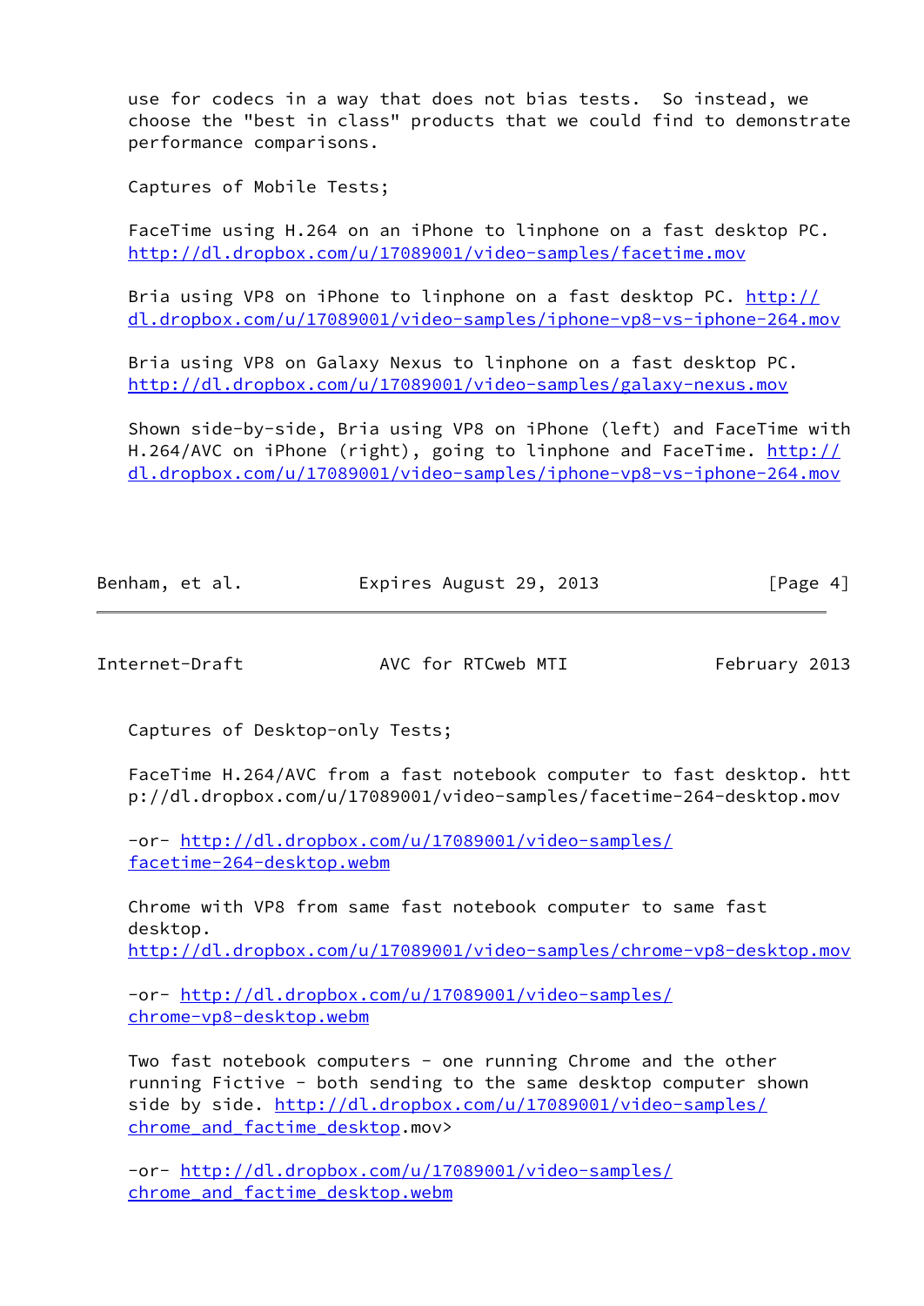use for codecs in a way that does not bias tests. So instead, we choose the "best in class" products that we could find to demonstrate performance comparisons.

Captures of Mobile Tests;

FaceTime using H.264 on an iPhone to linphone on a fast desktop PC. http://dl.dropbox.com/u/17089001/video-samples/facetime.mov

Bria using VP8 on iPhone to linphone on a fast desktop PC. http://dl.dropbox.com/u/17089001/video-samples/iphone-vp8-vs-iphone-264.mov

Bria using VP8 on Galaxy Nexus to linphone on a fast desktop PC. http://dl.dropbox.com/u/17089001/video-samples/galaxy-nexus.mov

Shown side-by-side, Bria using VP8 on iPhone (left) and FaceTime with H.264/AVC on iPhone (right), going to linphone and FaceTime. http://dl.dropbox.com/u/17089001/video-samples/iphone-vp8-vs-iphone-264.mov

Captures of Desktop-only Tests;

FaceTime H.264/AVC from a fast notebook computer to fast desktop. http://dl.dropbox.com/u/17089001/video-samples/facetime-264-desktop.mov

-or- http://dl.dropbox.com/u/17089001/video-samples/facetime-264-desktop.webm

Chrome with VP8 from same fast notebook computer to same fast desktop. http://dl.dropbox.com/u/17089001/video-samples/chrome-vp8-desktop.mov

-or- http://dl.dropbox.com/u/17089001/video-samples/chrome-vp8-desktop.webm

Two fast notebook computers - one running Chrome and the other running Fictive - both sending to the same desktop computer shown side by side. http://dl.dropbox.com/u/17089001/video-samples/chrome_and_factime_desktop.mov>

-or- http://dl.dropbox.com/u/17089001/video-samples/chrome_and_factime_desktop.webm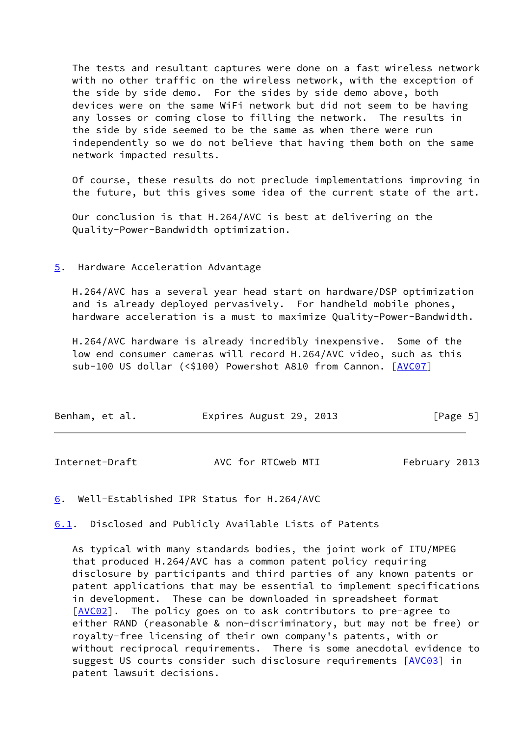The tests and resultant captures were done on a fast wireless network with no other traffic on the wireless network, with the exception of the side by side demo. For the sides by side demo above, both devices were on the same WiFi network but did not seem to be having any losses or coming close to filling the network. The results in the side by side seemed to be the same as when there were run independently so we do not believe that having them both on the same network impacted results.

Of course, these results do not preclude implementations improving in the future, but this gives some idea of the current state of the art.

Our conclusion is that H.264/AVC is best at delivering on the Quality-Power-Bandwidth optimization.

## 5. Hardware Acceleration Advantage

H.264/AVC has a several year head start on hardware/DSP optimization and is already deployed pervasively. For handheld mobile phones, hardware acceleration is a must to maximize Quality-Power-Bandwidth.

H.264/AVC hardware is already incredibly inexpensive. Some of the low end consumer cameras will record H.264/AVC video, such as this sub-100 US dollar (<$100) Powershot A810 from Cannon. [AVC07]

## 6. Well-Established IPR Status for H.264/AVC

### 6.1. Disclosed and Publicly Available Lists of Patents

As typical with many standards bodies, the joint work of ITU/MPEG that produced H.264/AVC has a common patent policy requiring disclosure by participants and third parties of any known patents or patent applications that may be essential to implement specifications in development. These can be downloaded in spreadsheet format [AVC02]. The policy goes on to ask contributors to pre-agree to either RAND (reasonable & non-discriminatory, but may not be free) or royalty-free licensing of their own company's patents, with or without reciprocal requirements. There is some anecdotal evidence to suggest US courts consider such disclosure requirements [AVC03] in patent lawsuit decisions.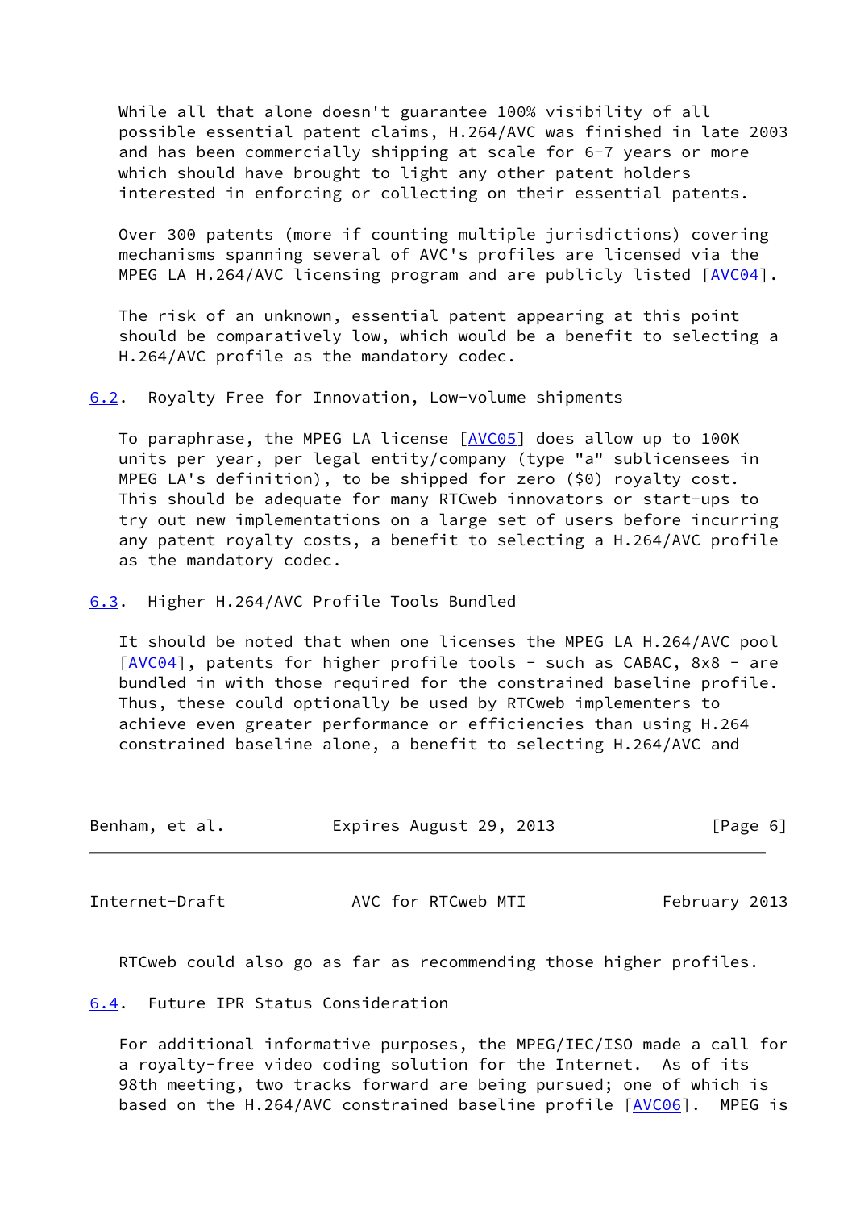While all that alone doesn't guarantee 100% visibility of all possible essential patent claims, H.264/AVC was finished in late 2003 and has been commercially shipping at scale for 6-7 years or more which should have brought to light any other patent holders interested in enforcing or collecting on their essential patents.

Over 300 patents (more if counting multiple jurisdictions) covering mechanisms spanning several of AVC's profiles are licensed via the MPEG LA H.264/AVC licensing program and are publicly listed [AVC04].

The risk of an unknown, essential patent appearing at this point should be comparatively low, which would be a benefit to selecting a H.264/AVC profile as the mandatory codec.

## 6.2. Royalty Free for Innovation, Low-volume shipments

To paraphrase, the MPEG LA license [AVC05] does allow up to 100K units per year, per legal entity/company (type "a" sublicensees in MPEG LA's definition), to be shipped for zero ($0) royalty cost. This should be adequate for many RTCweb innovators or start-ups to try out new implementations on a large set of users before incurring any patent royalty costs, a benefit to selecting a H.264/AVC profile as the mandatory codec.

## 6.3. Higher H.264/AVC Profile Tools Bundled

It should be noted that when one licenses the MPEG LA H.264/AVC pool [AVC04], patents for higher profile tools - such as CABAC, 8x8 - are bundled in with those required for the constrained baseline profile. Thus, these could optionally be used by RTCweb implementers to achieve even greater performance or efficiencies than using H.264 constrained baseline alone, a benefit to selecting H.264/AVC and RTCweb could also go as far as recommending those higher profiles.

## 6.4. Future IPR Status Consideration

For additional informative purposes, the MPEG/IEC/ISO made a call for a royalty-free video coding solution for the Internet. As of its 98th meeting, two tracks forward are being pursued; one of which is based on the H.264/AVC constrained baseline profile [AVC06]. MPEG is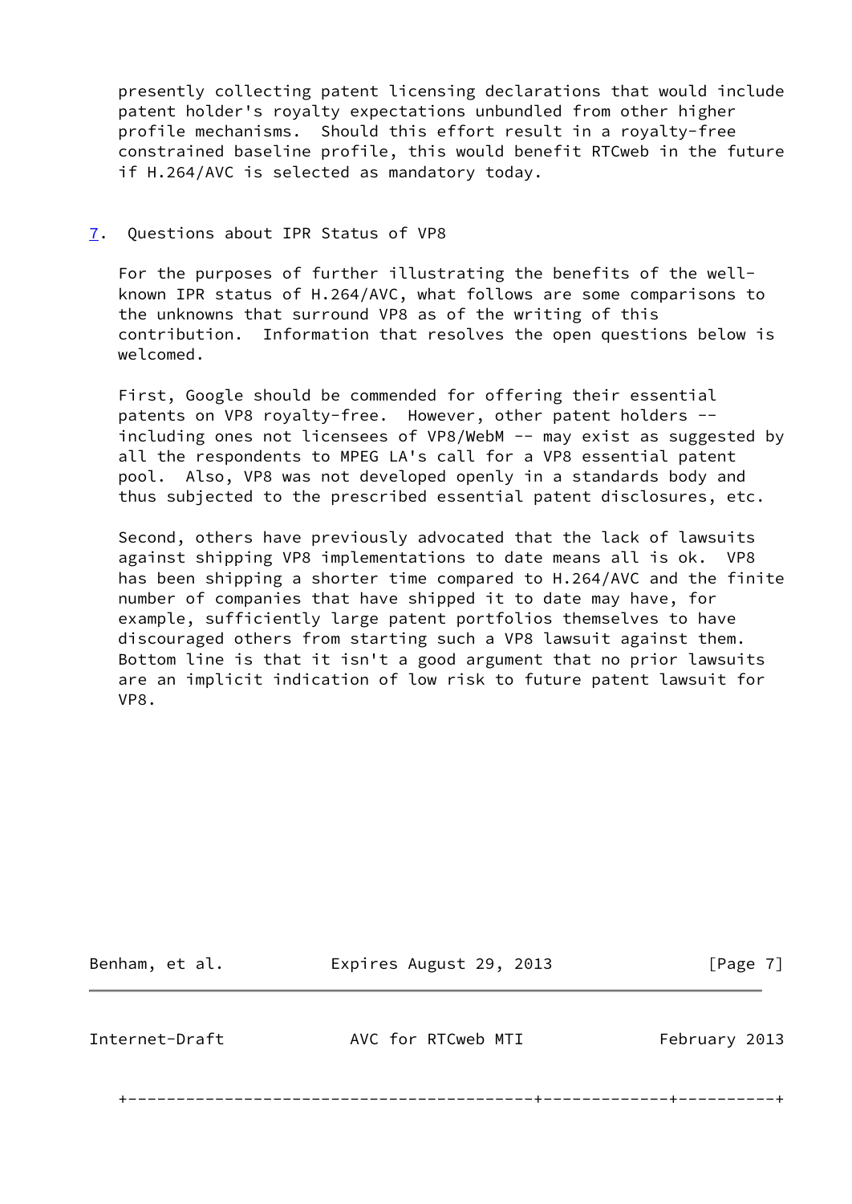presently collecting patent licensing declarations that would include patent holder's royalty expectations unbundled from other higher profile mechanisms. Should this effort result in a royalty-free constrained baseline profile, this would benefit RTCweb in the future if H.264/AVC is selected as mandatory today.

## 7. Questions about IPR Status of VP8

For the purposes of further illustrating the benefits of the well-known IPR status of H.264/AVC, what follows are some comparisons to the unknowns that surround VP8 as of the writing of this contribution. Information that resolves the open questions below is welcomed.

First, Google should be commended for offering their essential patents on VP8 royalty-free. However, other patent holders -- including ones not licensees of VP8/WebM -- may exist as suggested by all the respondents to MPEG LA's call for a VP8 essential patent pool. Also, VP8 was not developed openly in a standards body and thus subjected to the prescribed essential patent disclosures, etc.

Second, others have previously advocated that the lack of lawsuits against shipping VP8 implementations to date means all is ok. VP8 has been shipping a shorter time compared to H.264/AVC and the finite number of companies that have shipped it to date may have, for example, sufficiently large patent portfolios themselves to have discouraged others from starting such a VP8 lawsuit against them. Bottom line is that it isn't a good argument that no prior lawsuits are an implicit indication of low risk to future patent lawsuit for VP8.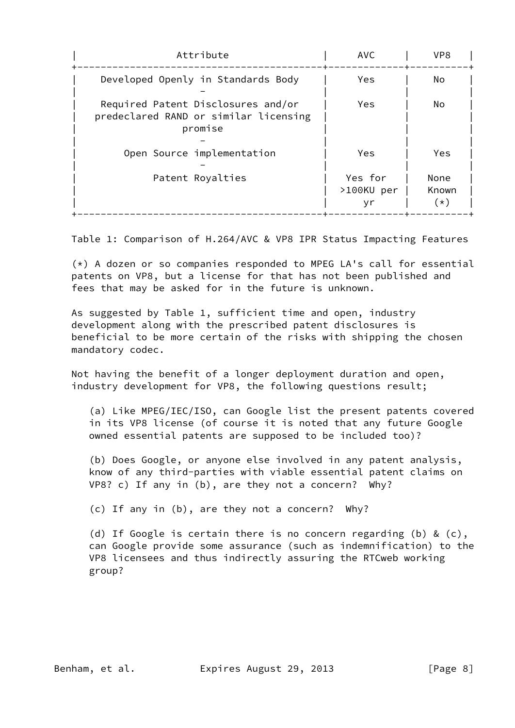| Attribute | AVC | VP8 |
|---|---|---|
| Developed Openly in Standards Body | Yes | No |
| Required Patent Disclosures and/or predeclared RAND or similar licensing promise | Yes | No |
| Open Source implementation | Yes | Yes |
| Patent Royalties | Yes for >100KU per yr | None Known (*) |

Table 1: Comparison of H.264/AVC & VP8 IPR Status Impacting Features

(*) A dozen or so companies responded to MPEG LA's call for essential patents on VP8, but a license for that has not been published and fees that may be asked for in the future is unknown.

As suggested by Table 1, sufficient time and open, industry development along with the prescribed patent disclosures is beneficial to be more certain of the risks with shipping the chosen mandatory codec.

Not having the benefit of a longer deployment duration and open, industry development for VP8, the following questions result;

(a) Like MPEG/IEC/ISO, can Google list the present patents covered in its VP8 license (of course it is noted that any future Google owned essential patents are supposed to be included too)?

(b) Does Google, or anyone else involved in any patent analysis, know of any third-parties with viable essential patent claims on VP8? c) If any in (b), are they not a concern? Why?

(c) If any in (b), are they not a concern? Why?

(d) If Google is certain there is no concern regarding (b) & (c), can Google provide some assurance (such as indemnification) to the VP8 licensees and thus indirectly assuring the RTCweb working group?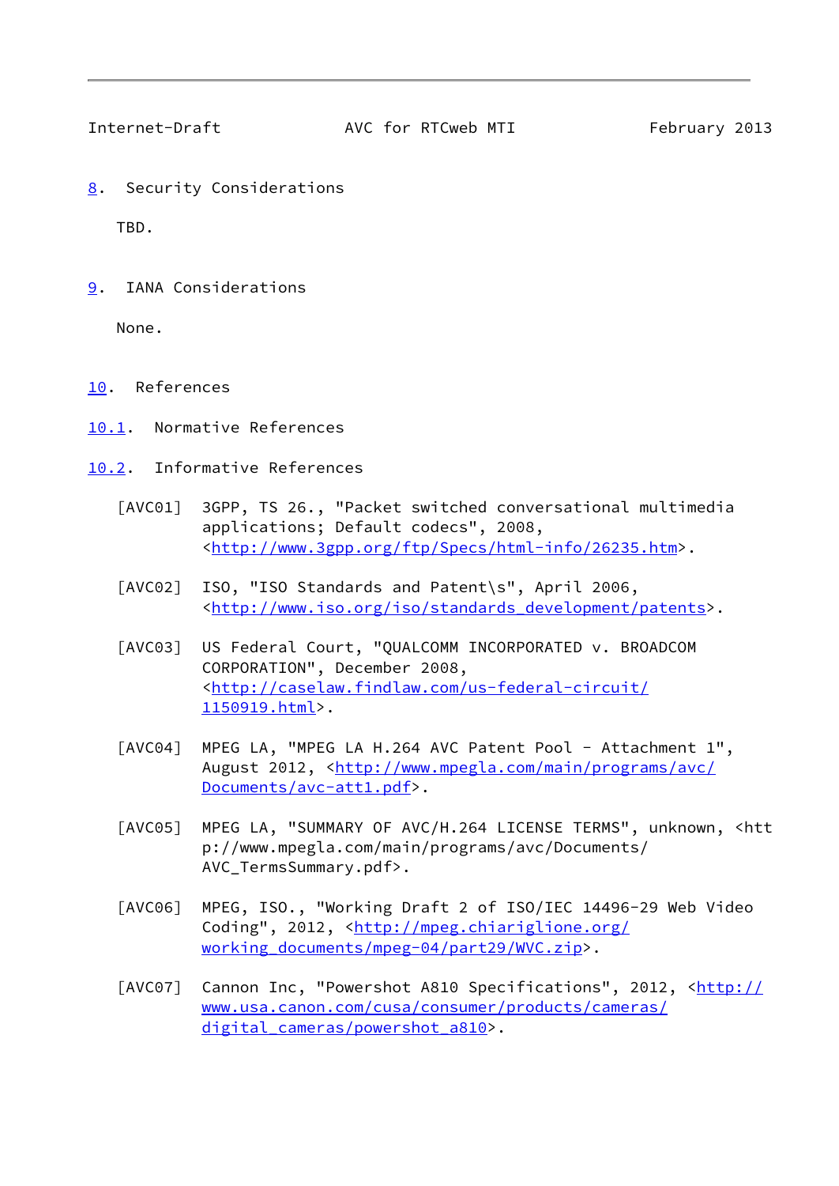## 8. Security Considerations

TBD.

## 9. IANA Considerations

None.

## 10. References

### 10.1. Normative References

### 10.2. Informative References

[AVC01] 3GPP, TS 26., "Packet switched conversational multimedia applications; Default codecs", 2008, <http://www.3gpp.org/ftp/Specs/html-info/26235.htm>.

[AVC02] ISO, "ISO Standards and Patent\s", April 2006, <http://www.iso.org/iso/standards_development/patents>.

[AVC03] US Federal Court, "QUALCOMM INCORPORATED v. BROADCOM CORPORATION", December 2008, <http://caselaw.findlaw.com/us-federal-circuit/1150919.html>.

[AVC04] MPEG LA, "MPEG LA H.264 AVC Patent Pool - Attachment 1", August 2012, <http://www.mpegla.com/main/programs/avc/Documents/avc-att1.pdf>.

[AVC05] MPEG LA, "SUMMARY OF AVC/H.264 LICENSE TERMS", unknown, <http://www.mpegla.com/main/programs/avc/Documents/AVC_TermsSummary.pdf>.

[AVC06] MPEG, ISO., "Working Draft 2 of ISO/IEC 14496-29 Web Video Coding", 2012, <http://mpeg.chiariglione.org/working_documents/mpeg-04/part29/WVC.zip>.

[AVC07] Cannon Inc, "Powershot A810 Specifications", 2012, <http://www.usa.canon.com/cusa/consumer/products/cameras/digital_cameras/powershot_a810>.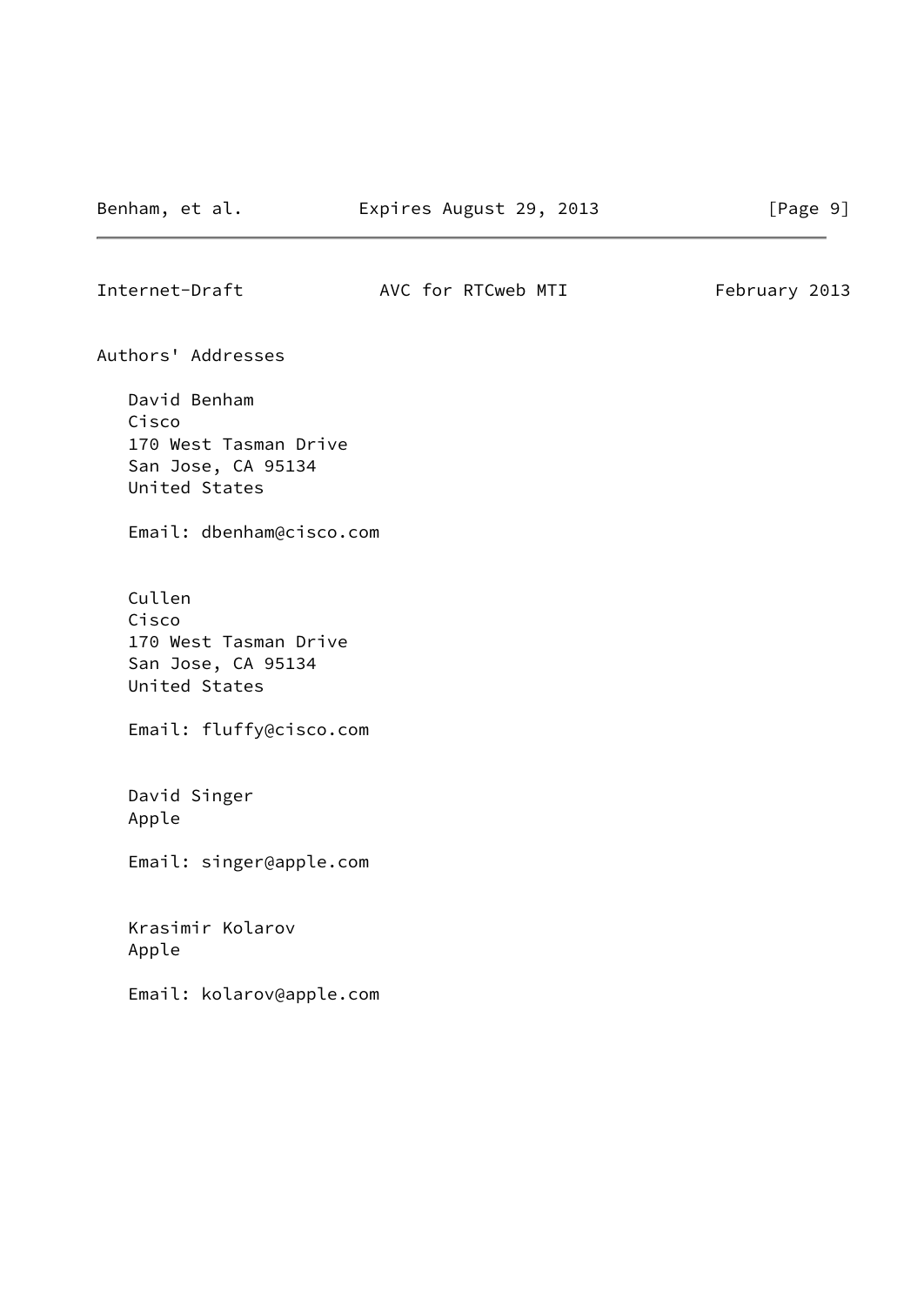## Authors' Addresses

David Benham
Cisco
170 West Tasman Drive
San Jose, CA 95134
United States

Email: dbenham@cisco.com

Cullen
Cisco
170 West Tasman Drive
San Jose, CA 95134
United States

Email: fluffy@cisco.com

David Singer
Apple

Email: singer@apple.com

Krasimir Kolarov
Apple

Email: kolarov@apple.com